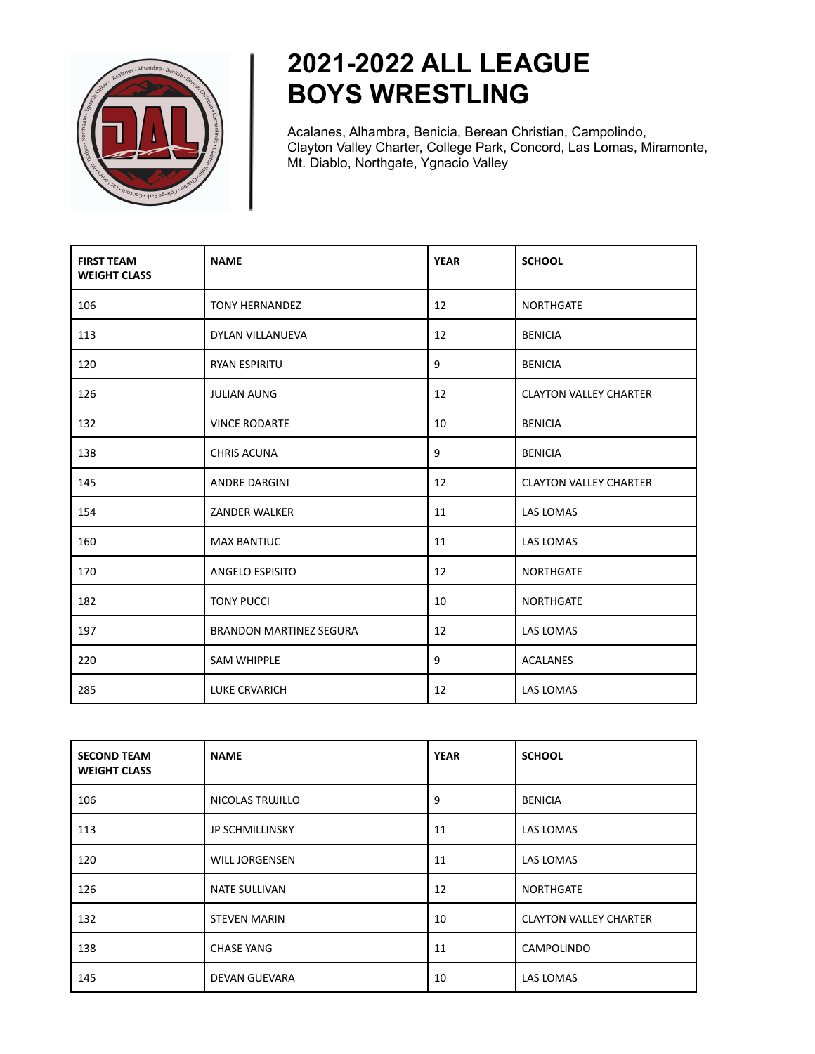# 2021-2022 ALL LEAGUE BOYS WRESTLING

Acalanes, Alhambra, Benicia, Berean Christian, Campolindo, Clayton Valley Charter, College Park, Concord, Las Lomas, Miramonte, Mt. Diablo, Northgate, Ygnacio Valley

| FIRST TEAM WEIGHT CLASS | NAME | YEAR | SCHOOL |
|---|---|---|---|
| 106 | TONY HERNANDEZ | 12 | NORTHGATE |
| 113 | DYLAN VILLANUEVA | 12 | BENICIA |
| 120 | RYAN ESPIRITU | 9 | BENICIA |
| 126 | JULIAN AUNG | 12 | CLAYTON VALLEY CHARTER |
| 132 | VINCE RODARTE | 10 | BENICIA |
| 138 | CHRIS ACUNA | 9 | BENICIA |
| 145 | ANDRE DARGINI | 12 | CLAYTON VALLEY CHARTER |
| 154 | ZANDER WALKER | 11 | LAS LOMAS |
| 160 | MAX BANTIUC | 11 | LAS LOMAS |
| 170 | ANGELO ESPISITO | 12 | NORTHGATE |
| 182 | TONY PUCCI | 10 | NORTHGATE |
| 197 | BRANDON MARTINEZ SEGURA | 12 | LAS LOMAS |
| 220 | SAM WHIPPLE | 9 | ACALANES |
| 285 | LUKE CRVARICH | 12 | LAS LOMAS |

| SECOND TEAM WEIGHT CLASS | NAME | YEAR | SCHOOL |
|---|---|---|---|
| 106 | NICOLAS TRUJILLO | 9 | BENICIA |
| 113 | JP SCHMILLINSKY | 11 | LAS LOMAS |
| 120 | WILL JORGENSEN | 11 | LAS LOMAS |
| 126 | NATE SULLIVAN | 12 | NORTHGATE |
| 132 | STEVEN MARIN | 10 | CLAYTON VALLEY CHARTER |
| 138 | CHASE YANG | 11 | CAMPOLINDO |
| 145 | DEVAN GUEVARA | 10 | LAS LOMAS |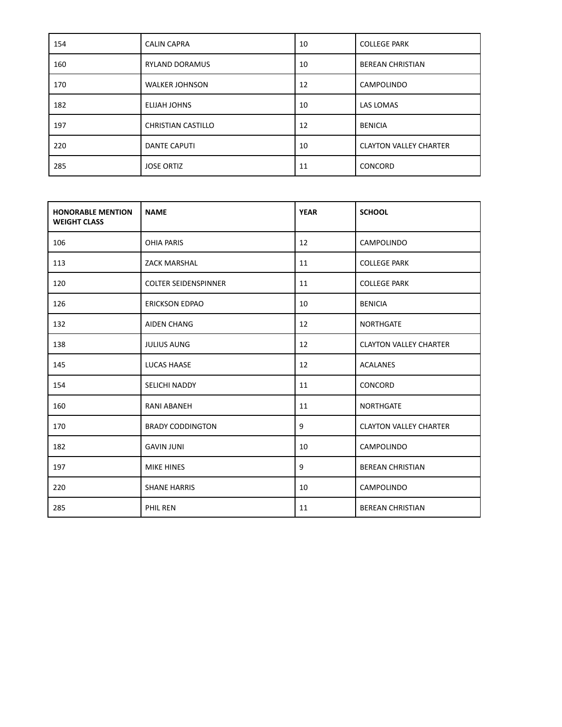| | | | |
|---|---|---|---|
| 154 | CALIN CAPRA | 10 | COLLEGE PARK |
| 160 | RYLAND DORAMUS | 10 | BEREAN CHRISTIAN |
| 170 | WALKER JOHNSON | 12 | CAMPOLINDO |
| 182 | ELIJAH JOHNS | 10 | LAS LOMAS |
| 197 | CHRISTIAN CASTILLO | 12 | BENICIA |
| 220 | DANTE CAPUTI | 10 | CLAYTON VALLEY CHARTER |
| 285 | JOSE ORTIZ | 11 | CONCORD |

| HONORABLE MENTION WEIGHT CLASS | NAME | YEAR | SCHOOL |
|---|---|---|---|
| 106 | OHIA PARIS | 12 | CAMPOLINDO |
| 113 | ZACK MARSHAL | 11 | COLLEGE PARK |
| 120 | COLTER SEIDENSPINNER | 11 | COLLEGE PARK |
| 126 | ERICKSON EDPAO | 10 | BENICIA |
| 132 | AIDEN CHANG | 12 | NORTHGATE |
| 138 | JULIUS AUNG | 12 | CLAYTON VALLEY CHARTER |
| 145 | LUCAS HAASE | 12 | ACALANES |
| 154 | SELICHI NADDY | 11 | CONCORD |
| 160 | RANI ABANEH | 11 | NORTHGATE |
| 170 | BRADY CODDINGTON | 9 | CLAYTON VALLEY CHARTER |
| 182 | GAVIN JUNI | 10 | CAMPOLINDO |
| 197 | MIKE HINES | 9 | BEREAN CHRISTIAN |
| 220 | SHANE HARRIS | 10 | CAMPOLINDO |
| 285 | PHIL REN | 11 | BEREAN CHRISTIAN |